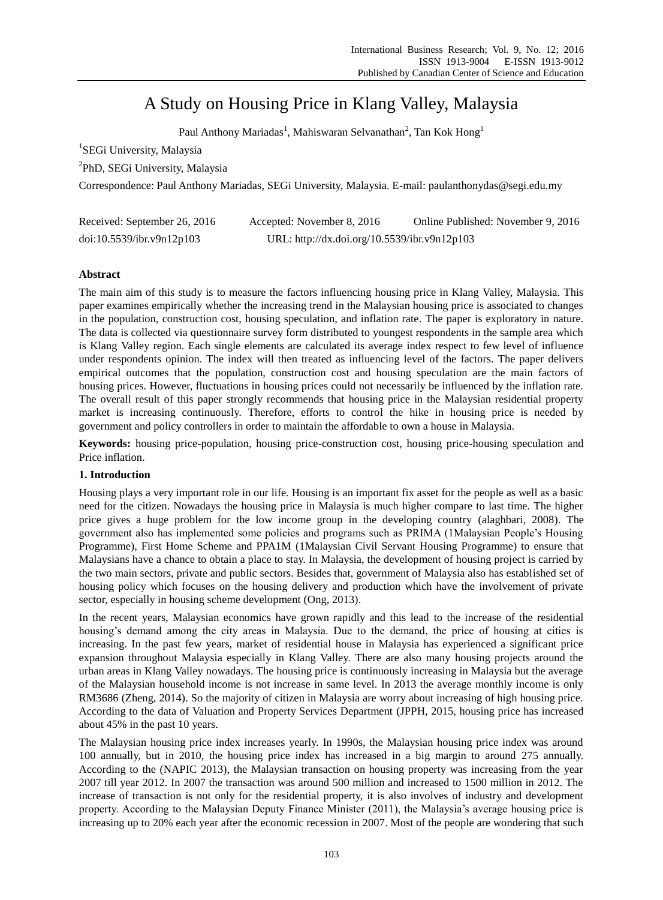# A Study on Housing Price in Klang Valley, Malaysia

Paul Anthony Mariadas[1], Mahiswaran Selvanathan[2], Tan Kok Hong[1]

[1]SEGi University, Malaysia

[2]PhD, SEGi University, Malaysia

Correspondence: Paul Anthony Mariadas, SEGi University, Malaysia. E-mail: paulanthonydas@segi.edu.my

Received: September 26, 2016 Accepted: November 8, 2016 Online Published: November 9, 2016

doi:10.5539/ibr.v9n12p103 URL: http://dx.doi.org/10.5539/ibr.v9n12p103

## Abstract

The main aim of this study is to measure the factors influencing housing price in Klang Valley, Malaysia. This paper examines empirically whether the increasing trend in the Malaysian housing price is associated to changes in the population, construction cost, housing speculation, and inflation rate. The paper is exploratory in nature. The data is collected via questionnaire survey form distributed to youngest respondents in the sample area which is Klang Valley region. Each single elements are calculated its average index respect to few level of influence under respondents opinion. The index will then treated as influencing level of the factors. The paper delivers empirical outcomes that the population, construction cost and housing speculation are the main factors of housing prices. However, fluctuations in housing prices could not necessarily be influenced by the inflation rate. The overall result of this paper strongly recommends that housing price in the Malaysian residential property market is increasing continuously. Therefore, efforts to control the hike in housing price is needed by government and policy controllers in order to maintain the affordable to own a house in Malaysia.

**Keywords:** housing price-population, housing price-construction cost, housing price-housing speculation and Price inflation.

## 1. Introduction

Housing plays a very important role in our life. Housing is an important fix asset for the people as well as a basic need for the citizen. Nowadays the housing price in Malaysia is much higher compare to last time. The higher price gives a huge problem for the low income group in the developing country (alaghbari, 2008). The government also has implemented some policies and programs such as PRIMA (1Malaysian People's Housing Programme), First Home Scheme and PPA1M (1Malaysian Civil Servant Housing Programme) to ensure that Malaysians have a chance to obtain a place to stay. In Malaysia, the development of housing project is carried by the two main sectors, private and public sectors. Besides that, government of Malaysia also has established set of housing policy which focuses on the housing delivery and production which have the involvement of private sector, especially in housing scheme development (Ong, 2013).

In the recent years, Malaysian economics have grown rapidly and this lead to the increase of the residential housing's demand among the city areas in Malaysia. Due to the demand, the price of housing at cities is increasing. In the past few years, market of residential house in Malaysia has experienced a significant price expansion throughout Malaysia especially in Klang Valley. There are also many housing projects around the urban areas in Klang Valley nowadays. The housing price is continuously increasing in Malaysia but the average of the Malaysian household income is not increase in same level. In 2013 the average monthly income is only RM3686 (Zheng, 2014). So the majority of citizen in Malaysia are worry about increasing of high housing price. According to the data of Valuation and Property Services Department (JPPH, 2015, housing price has increased about 45% in the past 10 years.

The Malaysian housing price index increases yearly. In 1990s, the Malaysian housing price index was around 100 annually, but in 2010, the housing price index has increased in a big margin to around 275 annually. According to the (NAPIC 2013), the Malaysian transaction on housing property was increasing from the year 2007 till year 2012. In 2007 the transaction was around 500 million and increased to 1500 million in 2012. The increase of transaction is not only for the residential property, it is also involves of industry and development property. According to the Malaysian Deputy Finance Minister (2011), the Malaysia's average housing price is increasing up to 20% each year after the economic recession in 2007. Most of the people are wondering that such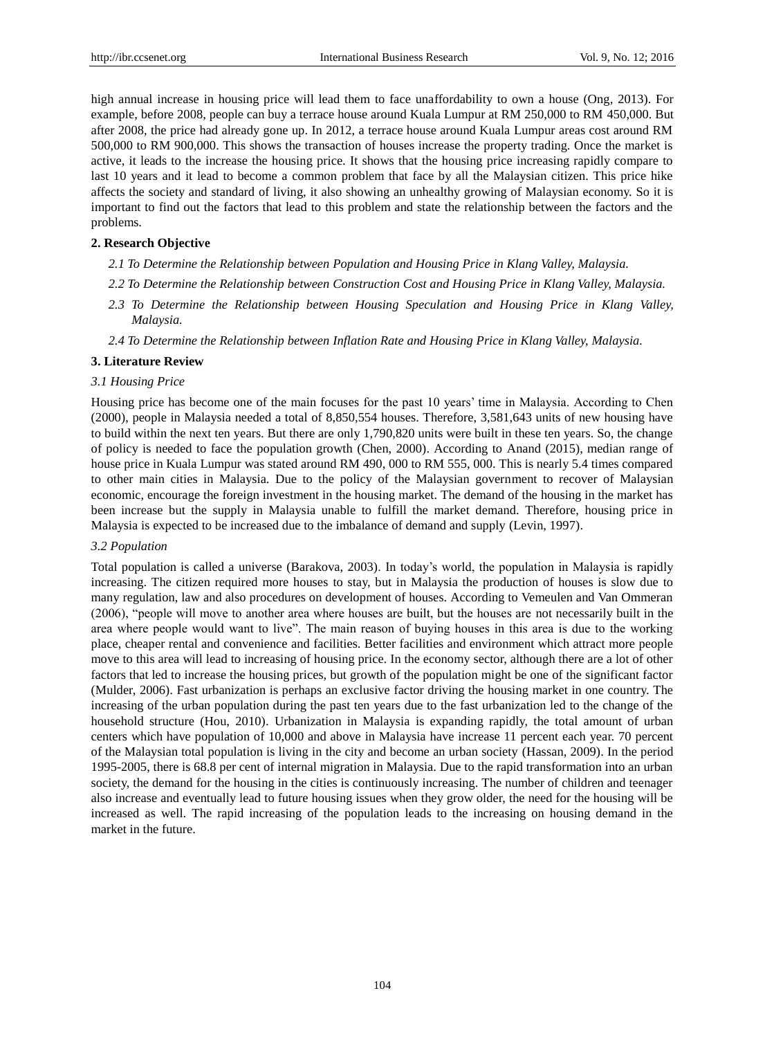high annual increase in housing price will lead them to face unaffordability to own a house (Ong, 2013). For example, before 2008, people can buy a terrace house around Kuala Lumpur at RM 250,000 to RM 450,000. But after 2008, the price had already gone up. In 2012, a terrace house around Kuala Lumpur areas cost around RM 500,000 to RM 900,000. This shows the transaction of houses increase the property trading. Once the market is active, it leads to the increase the housing price. It shows that the housing price increasing rapidly compare to last 10 years and it lead to become a common problem that face by all the Malaysian citizen. This price hike affects the society and standard of living, it also showing an unhealthy growing of Malaysian economy. So it is important to find out the factors that lead to this problem and state the relationship between the factors and the problems.

## 2. Research Objective

*2.1 To Determine the Relationship between Population and Housing Price in Klang Valley, Malaysia.*

*2.2 To Determine the Relationship between Construction Cost and Housing Price in Klang Valley, Malaysia.*

*2.3 To Determine the Relationship between Housing Speculation and Housing Price in Klang Valley, Malaysia.*

*2.4 To Determine the Relationship between Inflation Rate and Housing Price in Klang Valley, Malaysia.*

## 3. Literature Review

### *3.1 Housing Price*

Housing price has become one of the main focuses for the past 10 years' time in Malaysia. According to Chen (2000), people in Malaysia needed a total of 8,850,554 houses. Therefore, 3,581,643 units of new housing have to build within the next ten years. But there are only 1,790,820 units were built in these ten years. So, the change of policy is needed to face the population growth (Chen, 2000). According to Anand (2015), median range of house price in Kuala Lumpur was stated around RM 490, 000 to RM 555, 000. This is nearly 5.4 times compared to other main cities in Malaysia. Due to the policy of the Malaysian government to recover of Malaysian economic, encourage the foreign investment in the housing market. The demand of the housing in the market has been increase but the supply in Malaysia unable to fulfill the market demand. Therefore, housing price in Malaysia is expected to be increased due to the imbalance of demand and supply (Levin, 1997).

### *3.2 Population*

Total population is called a universe (Barakova, 2003). In today's world, the population in Malaysia is rapidly increasing. The citizen required more houses to stay, but in Malaysia the production of houses is slow due to many regulation, law and also procedures on development of houses. According to Vemeulen and Van Ommeran (2006), "people will move to another area where houses are built, but the houses are not necessarily built in the area where people would want to live". The main reason of buying houses in this area is due to the working place, cheaper rental and convenience and facilities. Better facilities and environment which attract more people move to this area will lead to increasing of housing price. In the economy sector, although there are a lot of other factors that led to increase the housing prices, but growth of the population might be one of the significant factor (Mulder, 2006). Fast urbanization is perhaps an exclusive factor driving the housing market in one country. The increasing of the urban population during the past ten years due to the fast urbanization led to the change of the household structure (Hou, 2010). Urbanization in Malaysia is expanding rapidly, the total amount of urban centers which have population of 10,000 and above in Malaysia have increase 11 percent each year. 70 percent of the Malaysian total population is living in the city and become an urban society (Hassan, 2009). In the period 1995-2005, there is 68.8 per cent of internal migration in Malaysia. Due to the rapid transformation into an urban society, the demand for the housing in the cities is continuously increasing. The number of children and teenager also increase and eventually lead to future housing issues when they grow older, the need for the housing will be increased as well. The rapid increasing of the population leads to the increasing on housing demand in the market in the future.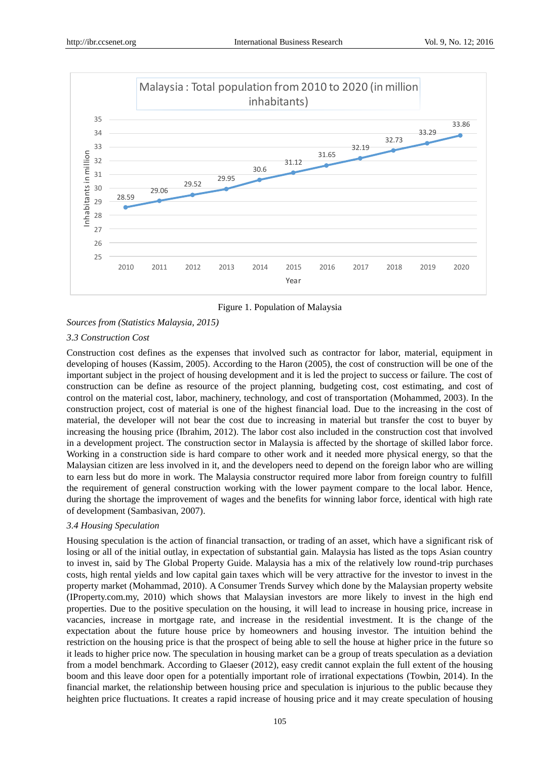Malaysia : Total population from 2010 to 2020 (in million inhabitants)

Inhabitants in million

35
34
33
32
31
30
29
28
27
26
25

28.59
29.06
29.52
29.95
30.6
31.12
31.65
32.19
32.73
33.29
33.86

2010 2011 2012 2013 2014 2015 2016 2017 2018 2019 2020

Year

Figure 1. Population of Malaysia

*Sources from (Statistics Malaysia, 2015)*

### *3.3 Construction Cost*

Construction cost defines as the expenses that involved such as contractor for labor, material, equipment in developing of houses (Kassim, 2005). According to the Haron (2005), the cost of construction will be one of the important subject in the project of housing development and it is led the project to success or failure. The cost of construction can be define as resource of the project planning, budgeting cost, cost estimating, and cost of control on the material cost, labor, machinery, technology, and cost of transportation (Mohammed, 2003). In the construction project, cost of material is one of the highest financial load. Due to the increasing in the cost of material, the developer will not bear the cost due to increasing in material but transfer the cost to buyer by increasing the housing price (Ibrahim, 2012). The labor cost also included in the construction cost that involved in a development project. The construction sector in Malaysia is affected by the shortage of skilled labor force. Working in a construction side is hard compare to other work and it needed more physical energy, so that the Malaysian citizen are less involved in it, and the developers need to depend on the foreign labor who are willing to earn less but do more in work. The Malaysia constructor required more labor from foreign country to fulfill the requirement of general construction working with the lower payment compare to the local labor. Hence, during the shortage the improvement of wages and the benefits for winning labor force, identical with high rate of development (Sambasivan, 2007).

### *3.4 Housing Speculation*

Housing speculation is the action of financial transaction, or trading of an asset, which have a significant risk of losing or all of the initial outlay, in expectation of substantial gain. Malaysia has listed as the tops Asian country to invest in, said by The Global Property Guide. Malaysia has a mix of the relatively low round-trip purchases costs, high rental yields and low capital gain taxes which will be very attractive for the investor to invest in the property market (Mohammad, 2010). A Consumer Trends Survey which done by the Malaysian property website (IProperty.com.my, 2010) which shows that Malaysian investors are more likely to invest in the high end properties. Due to the positive speculation on the housing, it will lead to increase in housing price, increase in vacancies, increase in mortgage rate, and increase in the residential investment. It is the change of the expectation about the future house price by homeowners and housing investor. The intuition behind the restriction on the housing price is that the prospect of being able to sell the house at higher price in the future so it leads to higher price now. The speculation in housing market can be a group of treats speculation as a deviation from a model benchmark. According to Glaeser (2012), easy credit cannot explain the full extent of the housing boom and this leave door open for a potentially important role of irrational expectations (Towbin, 2014). In the financial market, the relationship between housing price and speculation is injurious to the public because they heighten price fluctuations. It creates a rapid increase of housing price and it may create speculation of housing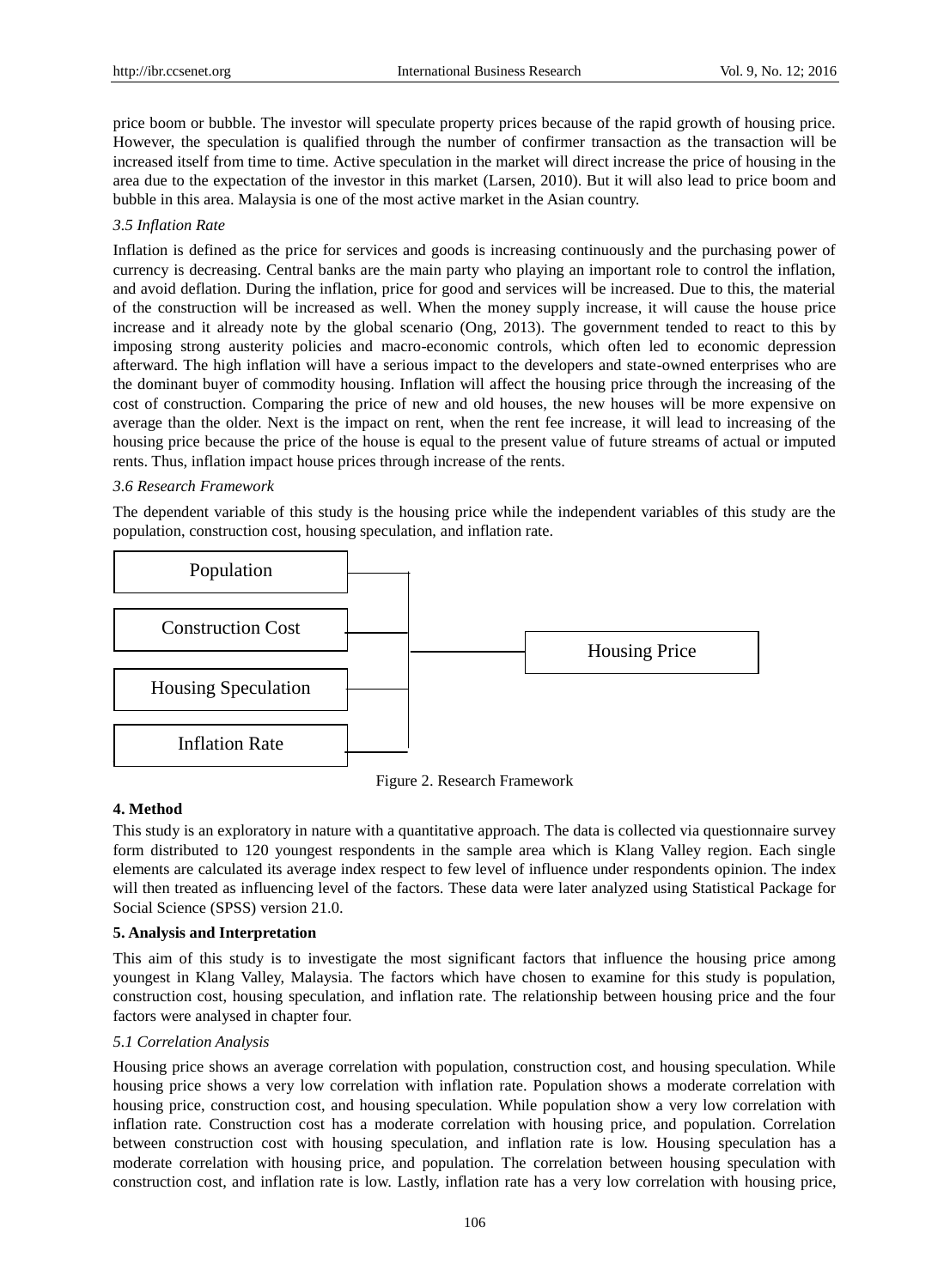price boom or bubble. The investor will speculate property prices because of the rapid growth of housing price. However, the speculation is qualified through the number of confirmer transaction as the transaction will be increased itself from time to time. Active speculation in the market will direct increase the price of housing in the area due to the expectation of the investor in this market (Larsen, 2010). But it will also lead to price boom and bubble in this area. Malaysia is one of the most active market in the Asian country.

### *3.5 Inflation Rate*

Inflation is defined as the price for services and goods is increasing continuously and the purchasing power of currency is decreasing. Central banks are the main party who playing an important role to control the inflation, and avoid deflation. During the inflation, price for good and services will be increased. Due to this, the material of the construction will be increased as well. When the money supply increase, it will cause the house price increase and it already note by the global scenario (Ong, 2013). The government tended to react to this by imposing strong austerity policies and macro-economic controls, which often led to economic depression afterward. The high inflation will have a serious impact to the developers and state-owned enterprises who are the dominant buyer of commodity housing. Inflation will affect the housing price through the increasing of the cost of construction. Comparing the price of new and old houses, the new houses will be more expensive on average than the older. Next is the impact on rent, when the rent fee increase, it will lead to increasing of the housing price because the price of the house is equal to the present value of future streams of actual or imputed rents. Thus, inflation impact house prices through increase of the rents.

### *3.6 Research Framework*

The dependent variable of this study is the housing price while the independent variables of this study are the population, construction cost, housing speculation, and inflation rate.

Population

Construction Cost

Housing Speculation

Inflation Rate

Housing Price

Figure 2. Research Framework

## **4. Method**

This study is an exploratory in nature with a quantitative approach. The data is collected via questionnaire survey form distributed to 120 youngest respondents in the sample area which is Klang Valley region. Each single elements are calculated its average index respect to few level of influence under respondents opinion. The index will then treated as influencing level of the factors. These data were later analyzed using Statistical Package for Social Science (SPSS) version 21.0.

## **5. Analysis and Interpretation**

This aim of this study is to investigate the most significant factors that influence the housing price among youngest in Klang Valley, Malaysia. The factors which have chosen to examine for this study is population, construction cost, housing speculation, and inflation rate. The relationship between housing price and the four factors were analysed in chapter four.

### *5.1 Correlation Analysis*

Housing price shows an average correlation with population, construction cost, and housing speculation. While housing price shows a very low correlation with inflation rate. Population shows a moderate correlation with housing price, construction cost, and housing speculation. While population show a very low correlation with inflation rate. Construction cost has a moderate correlation with housing price, and population. Correlation between construction cost with housing speculation, and inflation rate is low. Housing speculation has a moderate correlation with housing price, and population. The correlation between housing speculation with construction cost, and inflation rate is low. Lastly, inflation rate has a very low correlation with housing price,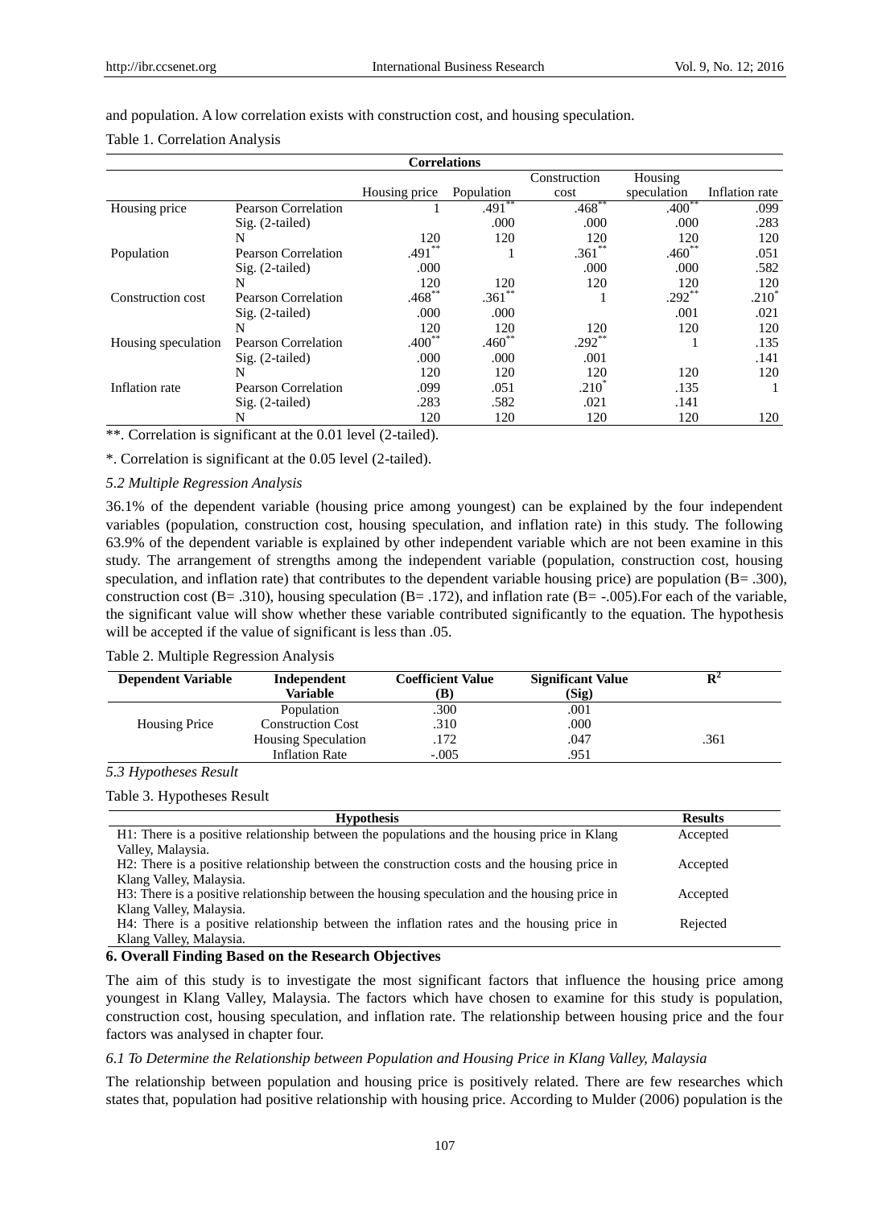and population. A low correlation exists with construction cost, and housing speculation.

Table 1. Correlation Analysis

| Correlations | | | | | | |
|---|---|---|---|---|---|---|
| | | Housing price | Population | Construction cost | Housing speculation | Inflation rate |
| Housing price | Pearson Correlation | 1 | .491** | .468** | .400** | .099 |
| | Sig. (2-tailed) | | .000 | .000 | .000 | .283 |
| | N | 120 | 120 | 120 | 120 | 120 |
| Population | Pearson Correlation | .491** | 1 | .361** | .460** | .051 |
| | Sig. (2-tailed) | .000 | | .000 | .000 | .582 |
| | N | 120 | 120 | 120 | 120 | 120 |
| Construction cost | Pearson Correlation | .468** | .361** | 1 | .292** | .210* |
| | Sig. (2-tailed) | .000 | .000 | | .001 | .021 |
| | N | 120 | 120 | 120 | 120 | 120 |
| Housing speculation | Pearson Correlation | .400** | .460** | .292** | 1 | .135 |
| | Sig. (2-tailed) | .000 | .000 | .001 | | .141 |
| | N | 120 | 120 | 120 | 120 | 120 |
| Inflation rate | Pearson Correlation | .099 | .051 | .210* | .135 | 1 |
| | Sig. (2-tailed) | .283 | .582 | .021 | .141 | |
| | N | 120 | 120 | 120 | 120 | 120 |

**. Correlation is significant at the 0.01 level (2-tailed).

*. Correlation is significant at the 0.05 level (2-tailed).

### *5.2 Multiple Regression Analysis*

36.1% of the dependent variable (housing price among youngest) can be explained by the four independent variables (population, construction cost, housing speculation, and inflation rate) in this study. The following 63.9% of the dependent variable is explained by other independent variable which are not been examine in this study. The arrangement of strengths among the independent variable (population, construction cost, housing speculation, and inflation rate) that contributes to the dependent variable housing price) are population (B= .300), construction cost (B= .310), housing speculation (B= .172), and inflation rate (B= -.005).For each of the variable, the significant value will show whether these variable contributed significantly to the equation. The hypothesis will be accepted if the value of significant is less than .05.

Table 2. Multiple Regression Analysis

| Dependent Variable | Independent Variable | Coefficient Value (B) | Significant Value (Sig) | $R^2$ |
|---|---|---|---|---|
| Housing Price | Population | .300 | .001 | .361 |
| | Construction Cost | .310 | .000 | |
| | Housing Speculation | .172 | .047 | |
| | Inflation Rate | -.005 | .951 | |

### *5.3 Hypotheses Result*

Table 3. Hypotheses Result

| Hypothesis | Results |
|---|---|
| H1: There is a positive relationship between the populations and the housing price in Klang Valley, Malaysia. | Accepted |
| H2: There is a positive relationship between the construction costs and the housing price in Klang Valley, Malaysia. | Accepted |
| H3: There is a positive relationship between the housing speculation and the housing price in Klang Valley, Malaysia. | Accepted |
| H4: There is a positive relationship between the inflation rates and the housing price in Klang Valley, Malaysia. | Rejected |

## 6. Overall Finding Based on the Research Objectives

The aim of this study is to investigate the most significant factors that influence the housing price among youngest in Klang Valley, Malaysia. The factors which have chosen to examine for this study is population, construction cost, housing speculation, and inflation rate. The relationship between housing price and the four factors was analysed in chapter four.

### *6.1 To Determine the Relationship between Population and Housing Price in Klang Valley, Malaysia*

The relationship between population and housing price is positively related. There are few researches which states that, population had positive relationship with housing price. According to Mulder (2006) population is the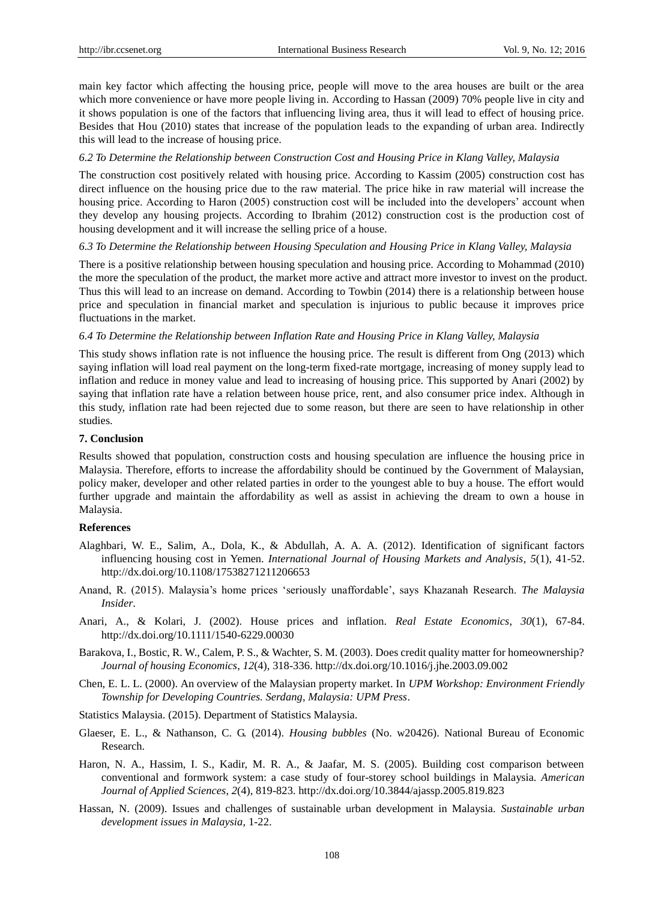main key factor which affecting the housing price, people will move to the area houses are built or the area which more convenience or have more people living in. According to Hassan (2009) 70% people live in city and it shows population is one of the factors that influencing living area, thus it will lead to effect of housing price. Besides that Hou (2010) states that increase of the population leads to the expanding of urban area. Indirectly this will lead to the increase of housing price.

*6.2 To Determine the Relationship between Construction Cost and Housing Price in Klang Valley, Malaysia*

The construction cost positively related with housing price. According to Kassim (2005) construction cost has direct influence on the housing price due to the raw material. The price hike in raw material will increase the housing price. According to Haron (2005) construction cost will be included into the developers' account when they develop any housing projects. According to Ibrahim (2012) construction cost is the production cost of housing development and it will increase the selling price of a house.

*6.3 To Determine the Relationship between Housing Speculation and Housing Price in Klang Valley, Malaysia*

There is a positive relationship between housing speculation and housing price. According to Mohammad (2010) the more the speculation of the product, the market more active and attract more investor to invest on the product. Thus this will lead to an increase on demand. According to Towbin (2014) there is a relationship between house price and speculation in financial market and speculation is injurious to public because it improves price fluctuations in the market.

*6.4 To Determine the Relationship between Inflation Rate and Housing Price in Klang Valley, Malaysia*

This study shows inflation rate is not influence the housing price. The result is different from Ong (2013) which saying inflation will load real payment on the long-term fixed-rate mortgage, increasing of money supply lead to inflation and reduce in money value and lead to increasing of housing price. This supported by Anari (2002) by saying that inflation rate have a relation between house price, rent, and also consumer price index. Although in this study, inflation rate had been rejected due to some reason, but there are seen to have relationship in other studies.

## 7. Conclusion

Results showed that population, construction costs and housing speculation are influence the housing price in Malaysia. Therefore, efforts to increase the affordability should be continued by the Government of Malasysian, policy maker, developer and other related parties in order to the youngest able to buy a house. The effort would further upgrade and maintain the affordability as well as assist in achieving the dream to own a house in Malaysia.

## References

Alaghbari, W. E., Salim, A., Dola, K., & Abdullah, A. A. A. (2012). Identification of significant factors influencing housing cost in Yemen. *International Journal of Housing Markets and Analysis*, *5*(1), 41-52. http://dx.doi.org/10.1108/17538271211206653

Anand, R. (2015). Malaysia's home prices 'seriously unaffordable', says Khazanah Research. *The Malaysia Insider*.

Anari, A., & Kolari, J. (2002). House prices and inflation. *Real Estate Economics*, *30*(1), 67-84. http://dx.doi.org/10.1111/1540-6229.00030

Barakova, I., Bostic, R. W., Calem, P. S., & Wachter, S. M. (2003). Does credit quality matter for homeownership? *Journal of housing Economics*, *12*(4), 318-336. http://dx.doi.org/10.1016/j.jhe.2003.09.002

Chen, E. L. L. (2000). An overview of the Malaysian property market. In *UPM Workshop: Environment Friendly Township for Developing Countries. Serdang, Malaysia: UPM Press*.

Statistics Malaysia. (2015). Department of Statistics Malaysia.

Glaeser, E. L., & Nathanson, C. G. (2014). *Housing bubbles* (No. w20426). National Bureau of Economic Research.

Haron, N. A., Hassim, I. S., Kadir, M. R. A., & Jaafar, M. S. (2005). Building cost comparison between conventional and formwork system: a case study of four-storey school buildings in Malaysia. *American Journal of Applied Sciences*, *2*(4), 819-823. http://dx.doi.org/10.3844/ajassp.2005.819.823

Hassan, N. (2009). Issues and challenges of sustainable urban development in Malaysia. *Sustainable urban development issues in Malaysia*, 1-22.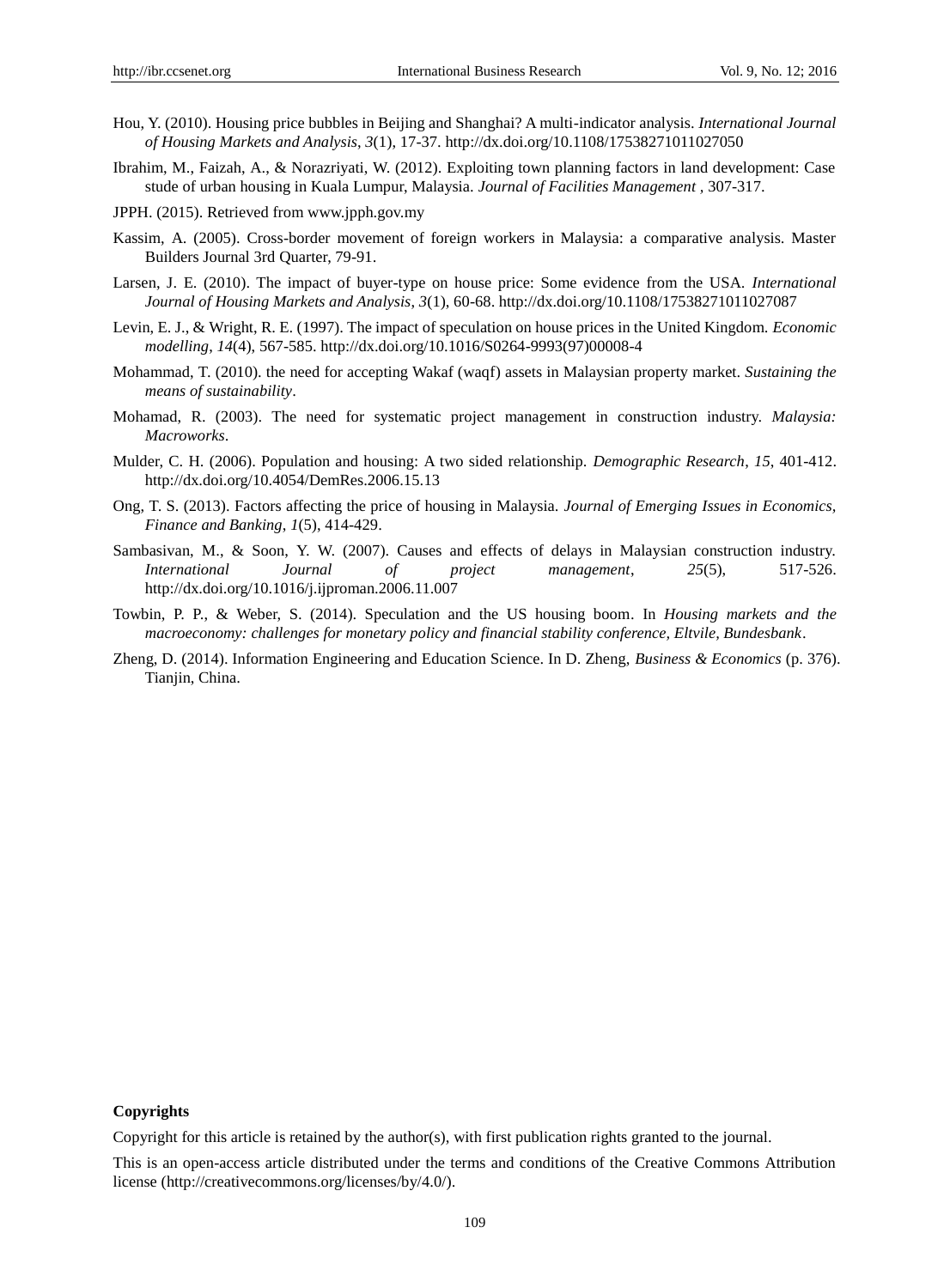Hou, Y. (2010). Housing price bubbles in Beijing and Shanghai? A multi-indicator analysis. *International Journal of Housing Markets and Analysis*, *3*(1), 17-37. http://dx.doi.org/10.1108/17538271011027050

Ibrahim, M., Faizah, A., & Norazriyati, W. (2012). Exploiting town planning factors in land development: Case stude of urban housing in Kuala Lumpur, Malaysia. *Journal of Facilities Management* , 307-317.

JPPH. (2015). Retrieved from www.jpph.gov.my

Kassim, A. (2005). Cross-border movement of foreign workers in Malaysia: a comparative analysis. Master Builders Journal 3rd Quarter, 79-91.

Larsen, J. E. (2010). The impact of buyer-type on house price: Some evidence from the USA. *International Journal of Housing Markets and Analysis*, *3*(1), 60-68. http://dx.doi.org/10.1108/17538271011027087

Levin, E. J., & Wright, R. E. (1997). The impact of speculation on house prices in the United Kingdom. *Economic modelling*, *14*(4), 567-585. http://dx.doi.org/10.1016/S0264-9993(97)00008-4

Mohammad, T. (2010). the need for accepting Wakaf (waqf) assets in Malaysian property market. *Sustaining the means of sustainability*.

Mohamad, R. (2003). The need for systematic project management in construction industry. *Malaysia: Macroworks*.

Mulder, C. H. (2006). Population and housing: A two sided relationship. *Demographic Research*, *15*, 401-412. http://dx.doi.org/10.4054/DemRes.2006.15.13

Ong, T. S. (2013). Factors affecting the price of housing in Malaysia. *Journal of Emerging Issues in Economics, Finance and Banking*, *1*(5), 414-429.

Sambasivan, M., & Soon, Y. W. (2007). Causes and effects of delays in Malaysian construction industry. *International Journal of project management*, *25*(5), 517-526. http://dx.doi.org/10.1016/j.ijproman.2006.11.007

Towbin, P. P., & Weber, S. (2014). Speculation and the US housing boom. In *Housing markets and the macroeconomy: challenges for monetary policy and financial stability conference, Eltvile, Bundesbank*.

Zheng, D. (2014). Information Engineering and Education Science. In D. Zheng, *Business & Economics* (p. 376). Tianjin, China.

**Copyrights**

Copyright for this article is retained by the author(s), with first publication rights granted to the journal.

This is an open-access article distributed under the terms and conditions of the Creative Commons Attribution license (http://creativecommons.org/licenses/by/4.0/).